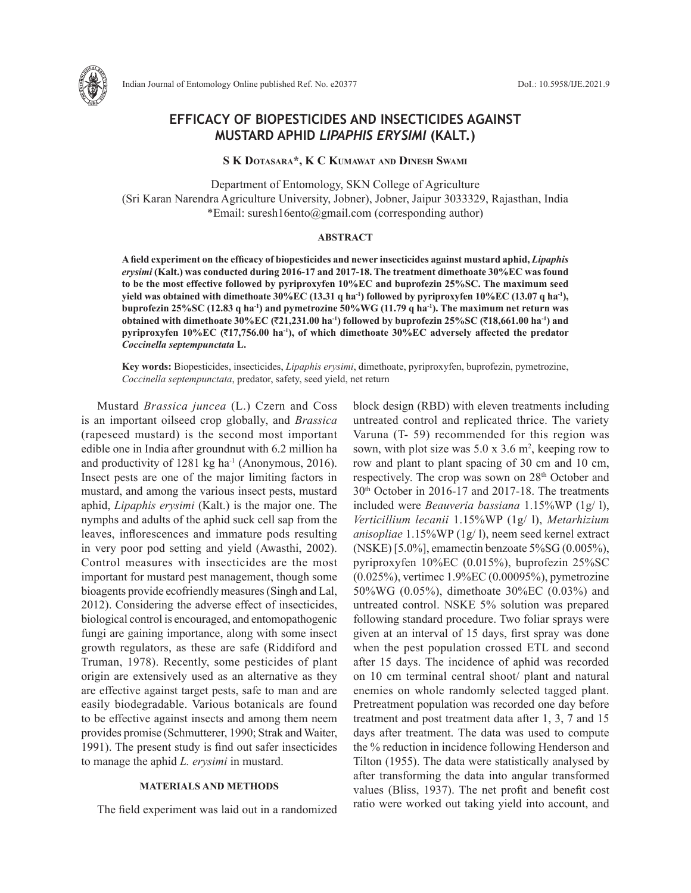# EFFICACY OF BIOPESTICIDES AND INSECTICIDES AGAINST MUSTARD APHID *LIPAPHIS ERYSIMI* (KALT.)

**S K Dotasara*, K C Kumawat and Dinesh Swami**

Department of Entomology, SKN College of Agriculture
(Sri Karan Narendra Agriculture University, Jobner), Jobner, Jaipur 3033329, Rajasthan, India
*Email: suresh16ento@gmail.com (corresponding author)

## ABSTRACT

**A field experiment on the efficacy of biopesticides and newer insecticides against mustard aphid, *Lipaphis erysimi* (Kalt.) was conducted during 2016-17 and 2017-18. The treatment dimethoate 30%EC was found to be the most effective followed by pyriproxyfen 10%EC and buprofezin 25%SC. The maximum seed yield was obtained with dimethoate 30%EC (13.31 q ha$^{-1}$) followed by pyriproxyfen 10%EC (13.07 q ha$^{-1}$), buprofezin 25%SC (12.83 q ha$^{-1}$) and pymetrozine 50%WG (11.79 q ha$^{-1}$). The maximum net return was obtained with dimethoate 30%EC (₹21,231.00 ha$^{-1}$) followed by buprofezin 25%SC (₹18,661.00 ha$^{-1}$) and pyriproxyfen 10%EC (₹17,756.00 ha$^{-1}$), of which dimethoate 30%EC adversely affected the predator *Coccinella septempunctata* L.**

**Key words:** Biopesticides, insecticides, *Lipaphis erysimi*, dimethoate, pyriproxyfen, buprofezin, pymetrozine, *Coccinella septempunctata*, predator, safety, seed yield, net return

Mustard *Brassica juncea* (L.) Czern and Coss is an important oilseed crop globally, and *Brassica* (rapeseed mustard) is the second most important edible one in India after groundnut with 6.2 million ha and productivity of 1281 kg ha$^{-1}$ (Anonymous, 2016). Insect pests are one of the major limiting factors in mustard, and among the various insect pests, mustard aphid, *Lipaphis erysimi* (Kalt.) is the major one. The nymphs and adults of the aphid suck cell sap from the leaves, inflorescences and immature pods resulting in very poor pod setting and yield (Awasthi, 2002). Control measures with insecticides are the most important for mustard pest management, though some bioagents provide ecofriendly measures (Singh and Lal, 2012). Considering the adverse effect of insecticides, biological control is encouraged, and entomopathogenic fungi are gaining importance, along with some insect growth regulators, as these are safe (Riddiford and Truman, 1978). Recently, some pesticides of plant origin are extensively used as an alternative as they are effective against target pests, safe to man and are easily biodegradable. Various botanicals are found to be effective against insects and among them neem provides promise (Schmutterer, 1990; Strak and Waiter, 1991). The present study is find out safer insecticides to manage the aphid *L. erysimi* in mustard.

## MATERIALS AND METHODS

The field experiment was laid out in a randomized block design (RBD) with eleven treatments including untreated control and replicated thrice. The variety Varuna (T- 59) recommended for this region was sown, with plot size was 5.0 x 3.6 m$^2$, keeping row to row and plant to plant spacing of 30 cm and 10 cm, respectively. The crop was sown on 28$^{th}$ October and 30$^{th}$ October in 2016-17 and 2017-18. The treatments included were *Beauveria bassiana* 1.15%WP (1g/ l), *Verticillium lecanii* 1.15%WP (1g/ l), *Metarhizium anisopliae* 1.15%WP (1g/ l), neem seed kernel extract (NSKE) [5.0%], emamectin benzoate 5%SG (0.005%), pyriproxyfen 10%EC (0.015%), buprofezin 25%SC (0.025%), vertimec 1.9%EC (0.00095%), pymetrozine 50%WG (0.05%), dimethoate 30%EC (0.03%) and untreated control. NSKE 5% solution was prepared following standard procedure. Two foliar sprays were given at an interval of 15 days, first spray was done when the pest population crossed ETL and second after 15 days. The incidence of aphid was recorded on 10 cm terminal central shoot/ plant and natural enemies on whole randomly selected tagged plant. Pretreatment population was recorded one day before treatment and post treatment data after 1, 3, 7 and 15 days after treatment. The data was used to compute the % reduction in incidence following Henderson and Tilton (1955). The data were statistically analysed by after transforming the data into angular transformed values (Bliss, 1937). The net profit and benefit cost ratio were worked out taking yield into account, and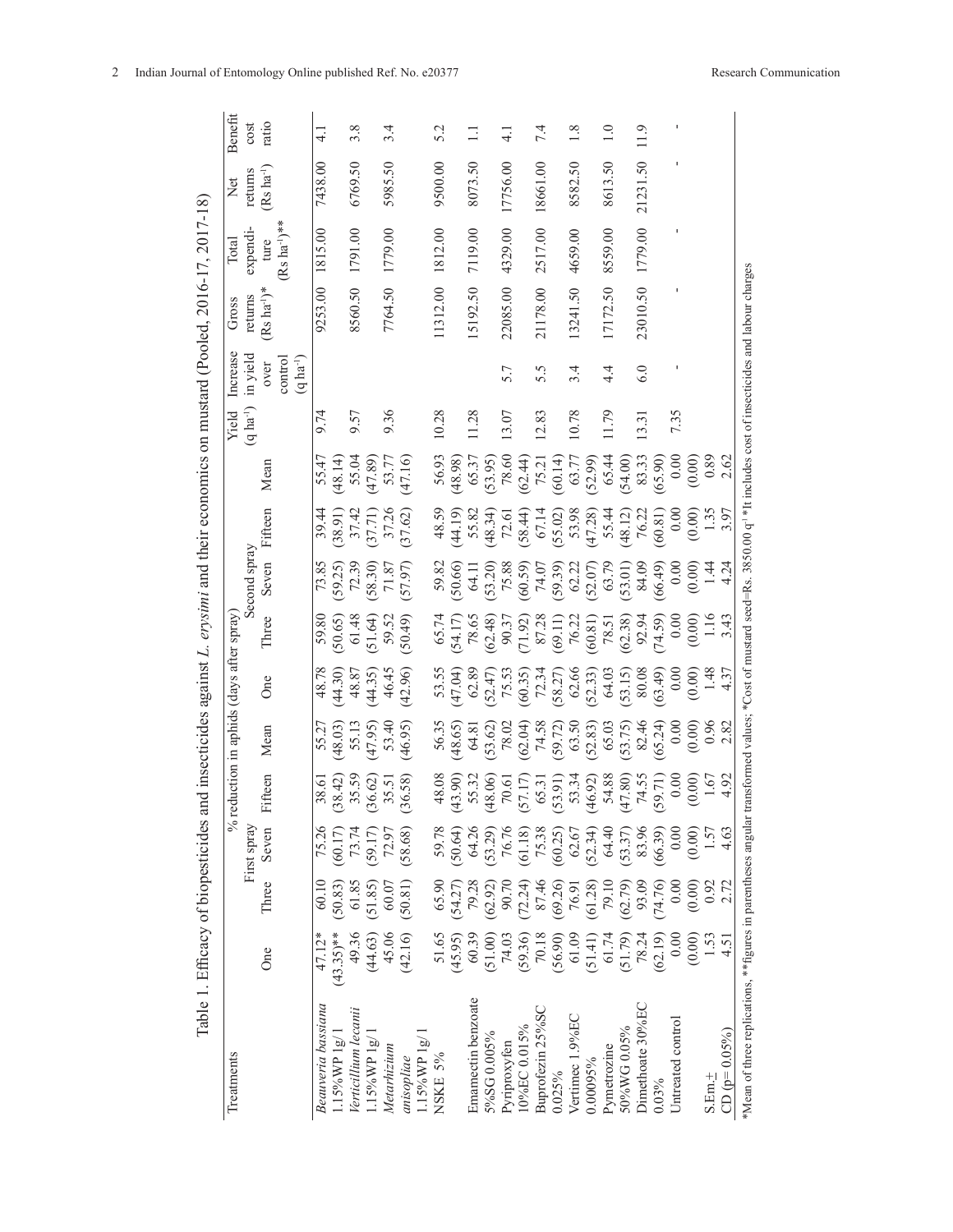Table 1. Efficacy of biopesticides and insecticides against *L. erysimi* and their economics on mustard (Pooled, 2016-17, 2017-18)

| Treatments | % reduction in aphids (days after spray) | | | | | | | | | | Yield (q ha$^{-1}$) | Increase in yield over control (q ha$^{-1}$) | Gross returns (Rs ha$^{-1}$)* | Total expenditure (Rs ha$^{-1}$)** | Net returns (Rs ha$^{-1}$) | Benefit cost ratio |
|---|---|---|---|---|---|---|---|---|---|---|---|---|---|---|---|---|
| | First spray | | | | | Second spray | | | | | | | | | | |
| | One | Three | Seven | Fifteen | Mean | One | Three | Seven | Fifteen | Mean | | | | | | |
| *Beauveria bassiana* 1.15%WP 1g/ l | 47.12* (43.35)** | 60.10 (50.83) | 75.26 (60.17) | 38.61 (38.42) | 55.27 (48.03) | 48.78 (44.30) | 59.80 (50.65) | 73.85 (59.25) | 39.44 (38.91) | 55.47 (48.14) | 9.74 | | 9253.00 | 1815.00 | 7438.00 | 4.1 |
| *Verticillium lecanii* 1.15%WP 1g/ l | 49.36 (44.63) | 61.85 (51.85) | 73.74 (59.17) | 35.59 (36.62) | 55.13 (47.95) | 48.87 (44.35) | 61.48 (51.64) | 72.39 (58.30) | 37.42 (37.71) | 55.04 (47.89) | 9.57 | | 8560.50 | 1791.00 | 6769.50 | 3.8 |
| *Metarhizium anisopliae* 1.15%WP 1g/ l | 45.06 (42.16) | 60.07 (50.81) | 72.97 (58.68) | 35.51 (36.58) | 53.40 (46.95) | 46.45 (42.96) | 59.52 (50.49) | 71.87 (57.97) | 37.26 (37.62) | 53.77 (47.16) | 9.36 | | 7764.50 | 1779.00 | 5985.50 | 3.4 |
| NSKE 5% | 51.65 (45.95) | 65.90 (54.27) | 59.78 (50.64) | 48.08 (43.90) | 56.35 (48.65) | 53.55 (47.04) | 65.74 (54.17) | 59.82 (50.66) | 48.59 (44.19) | 56.93 (48.98) | 10.28 | | 11312.00 | 1812.00 | 9500.00 | 5.2 |
| Emamectin benzoate 5%SG 0.005% | 60.39 (51.00) | 79.28 (62.92) | 64.26 (53.29) | 55.32 (48.06) | 64.81 (53.62) | 62.89 (52.47) | 78.65 (62.48) | 64.11 (53.20) | 55.82 (48.34) | 65.37 (53.95) | 11.28 | | 15192.50 | 7119.00 | 8073.50 | 1.1 |
| Pyriproxyfen 10%EC 0.015% | 74.03 (59.36) | 90.70 (72.24) | 76.76 (61.18) | 70.61 (57.17) | 78.02 (62.04) | 75.53 (60.35) | 90.37 (71.92) | 75.88 (60.59) | 72.61 (58.44) | 78.60 (62.44) | 13.07 | 5.7 | 22085.00 | 4329.00 | 17756.00 | 4.1 |
| Buprofezin 25%SC 0.025% | 70.18 (56.90) | 87.46 (69.26) | 75.38 (60.25) | 65.31 (53.91) | 74.58 (59.72) | 72.34 (58.27) | 87.28 (69.11) | 74.07 (59.39) | 67.14 (55.02) | 75.21 (60.14) | 12.83 | 5.5 | 21178.00 | 2517.00 | 18661.00 | 7.4 |
| Vertimec 1.9%EC 0.00095% | 61.09 (51.41) | 76.91 (61.28) | 62.67 (52.34) | 53.34 (46.92) | 63.50 (52.83) | 62.66 (52.33) | 76.22 (60.81) | 62.22 (52.07) | 53.98 (47.28) | 63.77 (52.99) | 10.78 | 3.4 | 13241.50 | 4659.00 | 8582.50 | 1.8 |
| Pymetrozine 50%WG 0.05% | 61.74 (51.79) | 79.10 (62.79) | 64.40 (53.37) | 54.88 (47.80) | 65.03 (53.75) | 64.03 (53.15) | 78.51 (62.38) | 63.79 (53.01) | 55.44 (48.12) | 65.44 (54.00) | 11.79 | 4.4 | 17172.50 | 8559.00 | 8613.50 | 1.0 |
| Dimethoate 30%EC 0.03% | 78.24 (62.19) | 93.09 (74.76) | 83.96 (66.39) | 74.55 (59.71) | 82.46 (65.24) | 80.08 (63.49) | 92.94 (74.59) | 84.09 (66.49) | 76.22 (60.81) | 83.33 (65.90) | 13.31 | 6.0 | 23010.50 | 1779.00 | 21231.50 | 11.9 |
| Untreated control | 0.00 (0.00) | 0.00 (0.00) | 0.00 (0.00) | 0.00 (0.00) | 0.00 (0.00) | 0.00 (0.00) | 0.00 (0.00) | 0.00 (0.00) | 0.00 (0.00) | 0.00 (0.00) | 7.35 | - | - | - | - | - |
| S.Em.± | 1.53 | 0.92 | 1.57 | 1.67 | 0.96 | 1.48 | 1.16 | 1.44 | 1.35 | 0.89 | | | | | | |
| CD (p= 0.05%) | 4.51 | 2.72 | 4.63 | 4.92 | 2.82 | 4.37 | 3.43 | 4.24 | 3.97 | 2.62 | | | | | | |

*Mean of three replications, **figures in parentheses angular transformed values; *Cost of mustard seed=Rs. 3850.00 q$^{-1}$ *It includes cost of insecticides and labour charges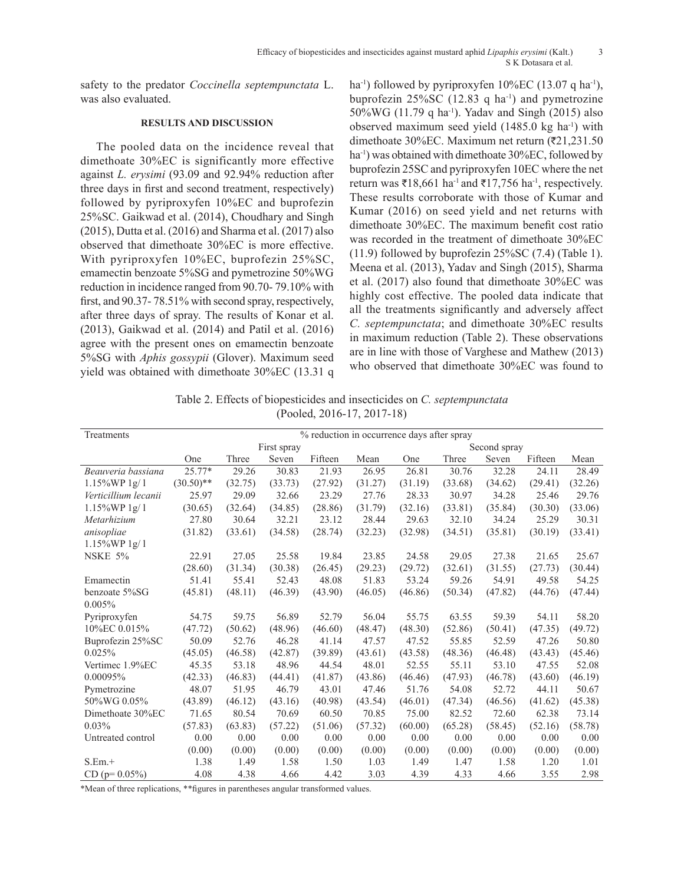safety to the predator *Coccinella septempunctata* L. was also evaluated.

## RESULTS AND DISCUSSION

The pooled data on the incidence reveal that dimethoate 30%EC is significantly more effective against *L. erysimi* (93.09 and 92.94% reduction after three days in first and second treatment, respectively) followed by pyriproxyfen 10%EC and buprofezin 25%SC. Gaikwad et al. (2014), Choudhary and Singh (2015), Dutta et al. (2016) and Sharma et al. (2017) also observed that dimethoate 30%EC is more effective. With pyriproxyfen 10%EC, buprofezin 25%SC, emamectin benzoate 5%SG and pymetrozine 50%WG reduction in incidence ranged from 90.70- 79.10% with first, and 90.37- 78.51% with second spray, respectively, after three days of spray. The results of Konar et al. (2013), Gaikwad et al. (2014) and Patil et al. (2016) agree with the present ones on emamectin benzoate 5%SG with *Aphis gossypii* (Glover). Maximum seed yield was obtained with dimethoate 30%EC (13.31 q ha$^{-1}$) followed by pyriproxyfen 10%EC (13.07 q ha$^{-1}$), buprofezin 25%SC (12.83 q ha$^{-1}$) and pymetrozine 50%WG (11.79 q ha$^{-1}$). Yadav and Singh (2015) also observed maximum seed yield (1485.0 kg ha$^{-1}$) with dimethoate 30%EC. Maximum net return (₹21,231.50 ha$^{-1}$) was obtained with dimethoate 30%EC, followed by buprofezin 25SC and pyriproxyfen 10EC where the net return was ₹18,661 ha$^{-1}$ and ₹17,756 ha$^{-1}$, respectively. These results corroborate with those of Kumar and Kumar (2016) on seed yield and net returns with dimethoate 30%EC. The maximum benefit cost ratio was recorded in the treatment of dimethoate 30%EC (11.9) followed by buprofezin 25%SC (7.4) (Table 1). Meena et al. (2013), Yadav and Singh (2015), Sharma et al. (2017) also found that dimethoate 30%EC was highly cost effective. The pooled data indicate that all the treatments significantly and adversely affect *C. septempunctata*; and dimethoate 30%EC results in maximum reduction (Table 2). These observations are in line with those of Varghese and Mathew (2013) who observed that dimethoate 30%EC was found to

Table 2. Effects of biopesticides and insecticides on *C. septempunctata* (Pooled, 2016-17, 2017-18)

| Treatments | % reduction in occurrence days after spray | | | | | | | | | |
|---|---|---|---|---|---|---|---|---|---|---|
| | First spray | | | | | Second spray | | | | |
| | One | Three | Seven | Fifteen | Mean | One | Three | Seven | Fifteen | Mean |
| *Beauveria bassiana* 1.15%WP 1g/ l | 25.77* (30.50)** | 29.26 (32.75) | 30.83 (33.73) | 21.93 (27.92) | 26.95 (31.27) | 26.81 (31.19) | 30.76 (33.68) | 32.28 (34.62) | 24.11 (29.41) | 28.49 (32.26) |
| *Verticillium lecanii* 1.15%WP 1g/ l | 25.97 (30.65) | 29.09 (32.64) | 32.66 (34.85) | 23.29 (28.86) | 27.76 (31.79) | 28.33 (32.16) | 30.97 (33.81) | 34.28 (35.84) | 25.46 (30.30) | 29.76 (33.06) |
| *Metarhizium anisopliae* 1.15%WP 1g/ l | 27.80 (31.82) | 30.64 (33.61) | 32.21 (34.58) | 23.12 (28.74) | 28.44 (32.23) | 29.63 (32.98) | 32.10 (34.51) | 34.24 (35.81) | 25.29 (30.19) | 30.31 (33.41) |
| NSKE 5% | 22.91 (28.60) | 27.05 (31.34) | 25.58 (30.38) | 19.84 (26.45) | 23.85 (29.23) | 24.58 (29.72) | 29.05 (32.61) | 27.38 (31.55) | 21.65 (27.73) | 25.67 (30.44) |
| Emamectin benzoate 5%SG 0.005% | 51.41 (45.81) | 55.41 (48.11) | 52.43 (46.39) | 48.08 (43.90) | 51.83 (46.05) | 53.24 (46.86) | 59.26 (50.34) | 54.91 (47.82) | 49.58 (44.76) | 54.25 (47.44) |
| Pyriproxyfen 10%EC 0.015% | 54.75 (47.72) | 59.75 (50.62) | 56.89 (48.96) | 52.79 (46.60) | 56.04 (48.47) | 55.75 (48.30) | 63.55 (52.86) | 59.39 (50.41) | 54.11 (47.35) | 58.20 (49.72) |
| Buprofezin 25%SC 0.025% | 50.09 (45.05) | 52.76 (46.58) | 46.28 (42.87) | 41.14 (39.89) | 47.57 (43.61) | 47.52 (43.58) | 55.85 (48.36) | 52.59 (46.48) | 47.26 (43.43) | 50.80 (45.46) |
| Vertimec 1.9%EC 0.00095% | 45.35 (42.33) | 53.18 (46.83) | 48.96 (44.41) | 44.54 (41.87) | 48.01 (43.86) | 52.55 (46.46) | 55.11 (47.93) | 53.10 (46.78) | 47.55 (43.60) | 52.08 (46.19) |
| Pymetrozine 50%WG 0.05% | 48.07 (43.89) | 51.95 (46.12) | 46.79 (43.16) | 43.01 (40.98) | 47.46 (43.54) | 51.76 (46.01) | 54.08 (47.34) | 52.72 (46.56) | 44.11 (41.62) | 50.67 (45.38) |
| Dimethoate 30%EC 0.03% | 71.65 (57.83) | 80.54 (63.83) | 70.69 (57.22) | 60.50 (51.06) | 70.85 (57.32) | 75.00 (60.00) | 82.52 (65.28) | 72.60 (58.45) | 62.38 (52.16) | 73.14 (58.78) |
| Untreated control | 0.00 (0.00) | 0.00 (0.00) | 0.00 (0.00) | 0.00 (0.00) | 0.00 (0.00) | 0.00 (0.00) | 0.00 (0.00) | 0.00 (0.00) | 0.00 (0.00) | 0.00 (0.00) |
| S.Em.+ | 1.38 | 1.49 | 1.58 | 1.50 | 1.03 | 1.49 | 1.47 | 1.58 | 1.20 | 1.01 |
| CD (p= 0.05%) | 4.08 | 4.38 | 4.66 | 4.42 | 3.03 | 4.39 | 4.33 | 4.66 | 3.55 | 2.98 |

*Mean of three replications, **figures in parentheses angular transformed values.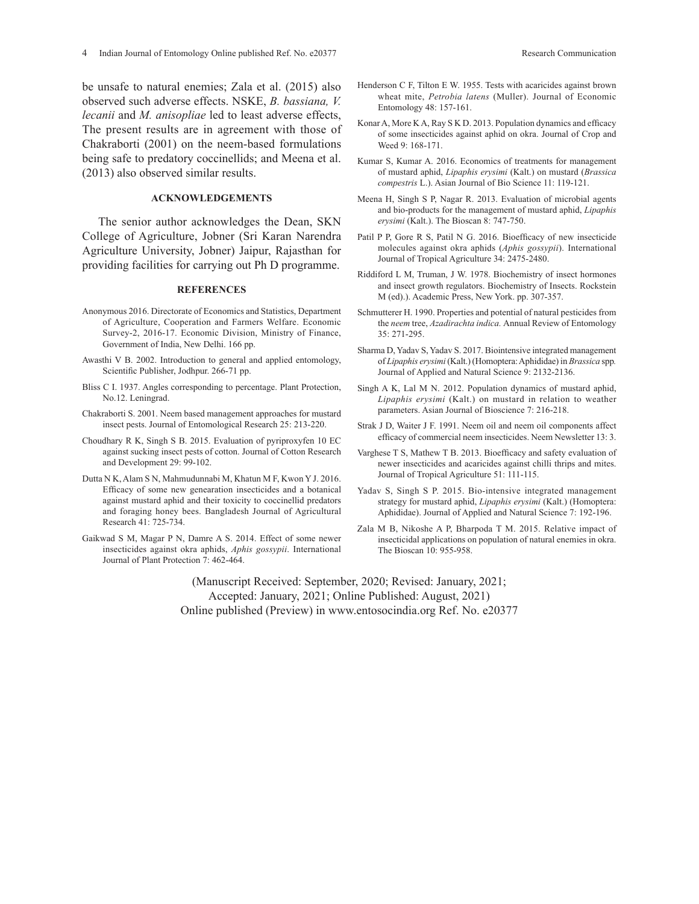be unsafe to natural enemies; Zala et al. (2015) also observed such adverse effects. NSKE, *B. bassiana, V. lecanii* and *M. anisopliae* led to least adverse effects, The present results are in agreement with those of Chakraborti (2001) on the neem-based formulations being safe to predatory coccinellids; and Meena et al. (2013) also observed similar results.

## ACKNOWLEDGEMENTS

The senior author acknowledges the Dean, SKN College of Agriculture, Jobner (Sri Karan Narendra Agriculture University, Jobner) Jaipur, Rajasthan for providing facilities for carrying out Ph D programme.

## REFERENCES

Anonymous 2016. Directorate of Economics and Statistics, Department of Agriculture, Cooperation and Farmers Welfare. Economic Survey-2, 2016-17. Economic Division, Ministry of Finance, Government of India, New Delhi. 166 pp.

Awasthi V B. 2002. Introduction to general and applied entomology, Scientific Publisher, Jodhpur. 266-71 pp.

Bliss C I. 1937. Angles corresponding to percentage. Plant Protection, No.12. Leningrad.

Chakraborti S. 2001. Neem based management approaches for mustard insect pests. Journal of Entomological Research 25: 213-220.

Choudhary R K, Singh S B. 2015. Evaluation of pyriproxyfen 10 EC against sucking insect pests of cotton. Journal of Cotton Research and Development 29: 99-102.

Dutta N K, Alam S N, Mahmudunnabi M, Khatun M F, Kwon Y J. 2016. Efficacy of some new genearation insecticides and a botanical against mustard aphid and their toxicity to coccinellid predators and foraging honey bees. Bangladesh Journal of Agricultural Research 41: 725-734.

Gaikwad S M, Magar P N, Damre A S. 2014. Effect of some newer insecticides against okra aphids, *Aphis gossypii*. International Journal of Plant Protection 7: 462-464.

Henderson C F, Tilton E W. 1955. Tests with acaricides against brown wheat mite, *Petrobia latens* (Muller). Journal of Economic Entomology 48: 157-161.

Konar A, More K A, Ray S K D. 2013. Population dynamics and efficacy of some insecticides against aphid on okra. Journal of Crop and Weed 9: 168-171.

Kumar S, Kumar A. 2016. Economics of treatments for management of mustard aphid, *Lipaphis erysimi* (Kalt.) on mustard (*Brassica compestris* L.). Asian Journal of Bio Science 11: 119-121.

Meena H, Singh S P, Nagar R. 2013. Evaluation of microbial agents and bio-products for the management of mustard aphid, *Lipaphis erysimi* (Kalt.). The Bioscan 8: 747-750.

Patil P P, Gore R S, Patil N G. 2016. Bioefficacy of new insecticide molecules against okra aphids (*Aphis gossypii*). International Journal of Tropical Agriculture 34: 2475-2480.

Riddiford L M, Truman, J W. 1978. Biochemistry of insect hormones and insect growth regulators. Biochemistry of Insects. Rockstein M (ed).). Academic Press, New York. pp. 307-357.

Schmutterer H. 1990. Properties and potential of natural pesticides from the *neem* tree, *Azadirachta indica.* Annual Review of Entomology 35: 271-295.

Sharma D, Yadav S, Yadav S. 2017. Biointensive integrated management of *Lipaphis erysimi* (Kalt.) (Homoptera: Aphididae) in *Brassica* spp. Journal of Applied and Natural Science 9: 2132-2136.

Singh A K, Lal M N. 2012. Population dynamics of mustard aphid, *Lipaphis erysimi* (Kalt.) on mustard in relation to weather parameters. Asian Journal of Bioscience 7: 216-218.

Strak J D, Waiter J F. 1991. Neem oil and neem oil components affect efficacy of commercial neem insecticides. Neem Newsletter 13: 3.

Varghese T S, Mathew T B. 2013. Bioefficacy and safety evaluation of newer insecticides and acaricides against chilli thrips and mites. Journal of Tropical Agriculture 51: 111-115.

Yadav S, Singh S P. 2015. Bio-intensive integrated management strategy for mustard aphid, *Lipaphis erysimi* (Kalt.) (Homoptera: Aphididae). Journal of Applied and Natural Science 7: 192-196.

Zala M B, Nikoshe A P, Bharpoda T M. 2015. Relative impact of insecticidal applications on population of natural enemies in okra. The Bioscan 10: 955-958.

(Manuscript Received: September, 2020; Revised: January, 2021; Accepted: January, 2021; Online Published: August, 2021)
Online published (Preview) in www.entosocindia.org Ref. No. e20377